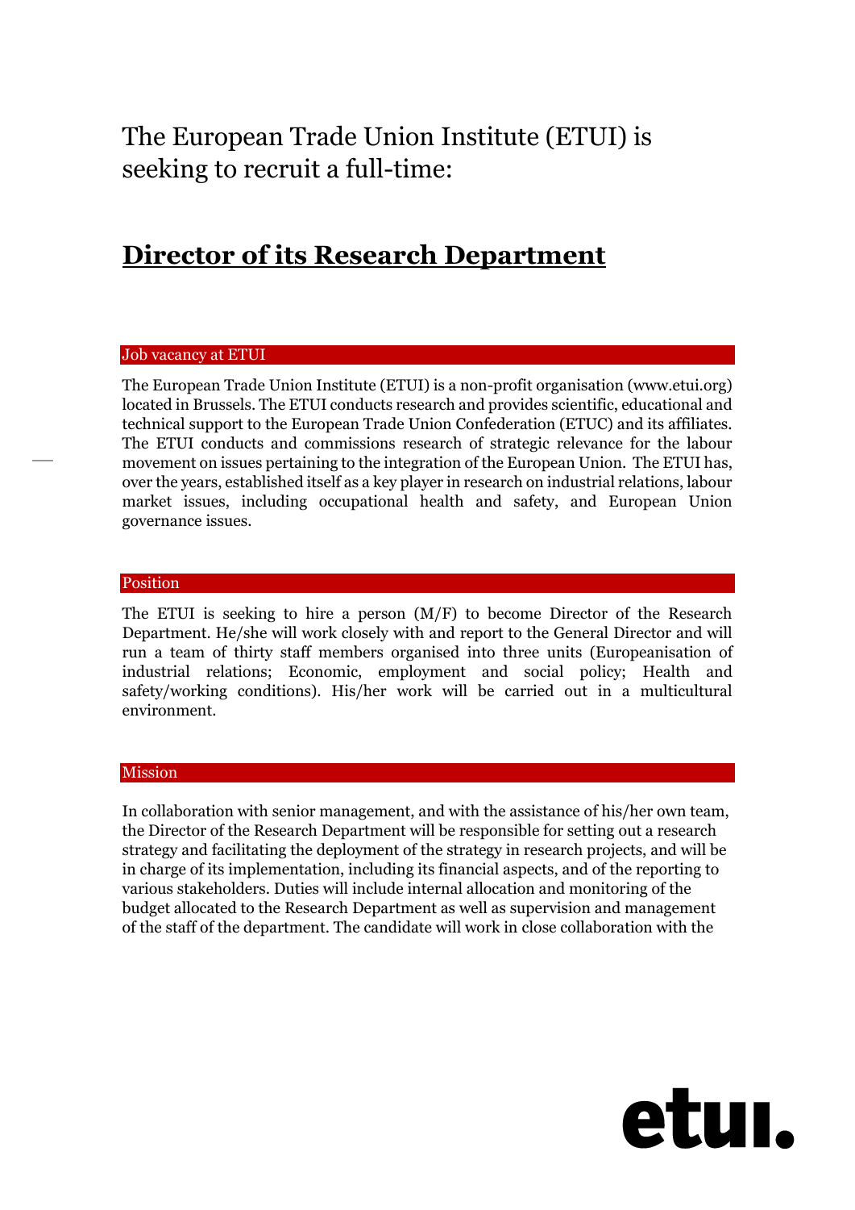The European Trade Union Institute (ETUI) is seeking to recruit a full-time:

# **Director of its Research Department**

## Job vacancy at ETUI

The European Trade Union Institute (ETUI) is a non-profit organisation (www.etui.org) located in Brussels. The ETUI conducts research and provides scientific, educational and technical support to the European Trade Union Confederation (ETUC) and its affiliates. The ETUI conducts and commissions research of strategic relevance for the labour movement on issues pertaining to the integration of the European Union. The ETUI has, over the years, established itself as a key player in research on industrial relations, labour market issues, including occupational health and safety, and European Union governance issues.

## Position

The ETUI is seeking to hire a person (M/F) to become Director of the Research Department. He/she will work closely with and report to the General Director and will run a team of thirty staff members organised into three units (Europeanisation of industrial relations; Economic, employment and social policy; Health and safety/working conditions). His/her work will be carried out in a multicultural environment.

## Mission

In collaboration with senior management, and with the assistance of his/her own team, the Director of the Research Department will be responsible for setting out a research strategy and facilitating the deployment of the strategy in research projects, and will be in charge of its implementation, including its financial aspects, and of the reporting to various stakeholders. Duties will include internal allocation and monitoring of the budget allocated to the Research Department as well as supervision and management of the staff of the department. The candidate will work in close collaboration with the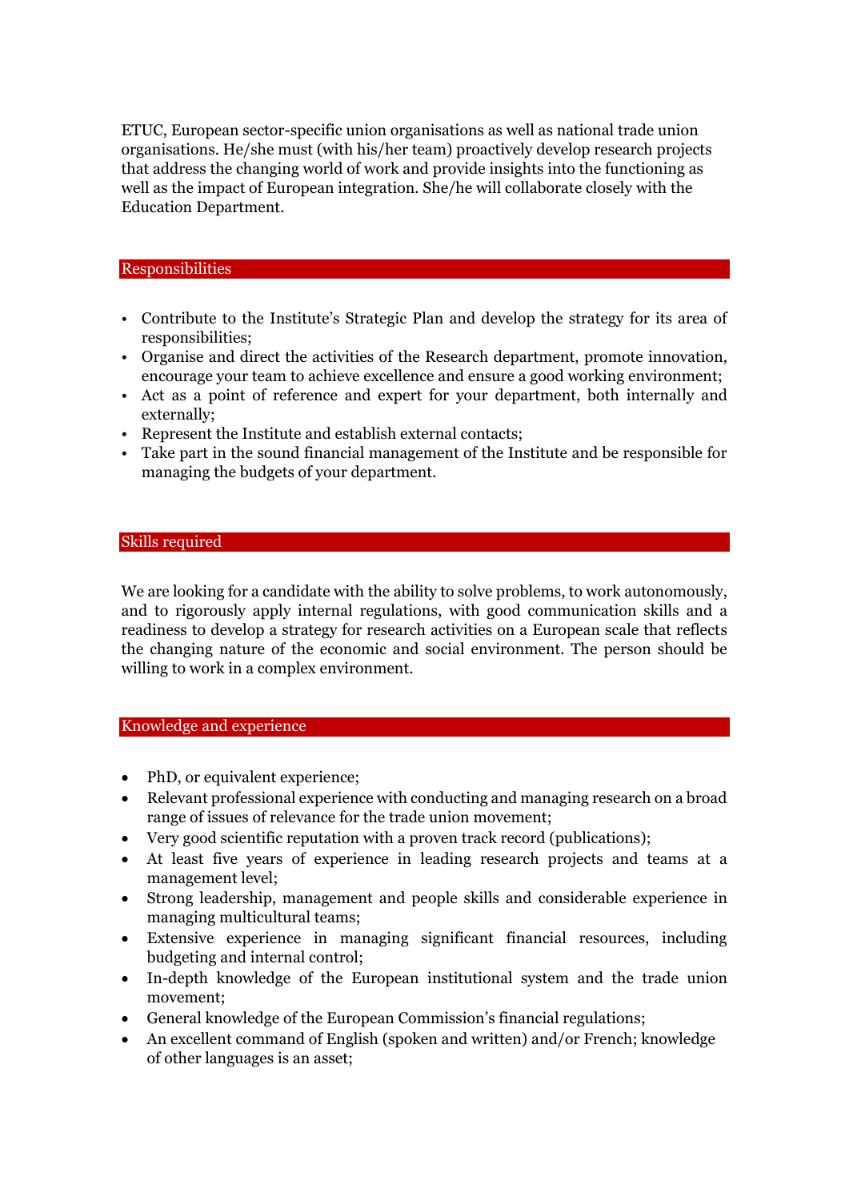ETUC, European sector-specific union organisations as well as national trade union organisations. He/she must (with his/her team) proactively develop research projects that address the changing world of work and provide insights into the functioning as well as the impact of European integration. She/he will collaborate closely with the Education Department.

## Responsibilities

- Contribute to the Institute's Strategic Plan and develop the strategy for its area of responsibilities;
- Organise and direct the activities of the Research department, promote innovation, encourage your team to achieve excellence and ensure a good working environment;
- Act as a point of reference and expert for your department, both internally and externally;
- Represent the Institute and establish external contacts;
- Take part in the sound financial management of the Institute and be responsible for managing the budgets of your department.

## Skills required

We are looking for a candidate with the ability to solve problems, to work autonomously, and to rigorously apply internal regulations, with good communication skills and a readiness to develop a strategy for research activities on a European scale that reflects the changing nature of the economic and social environment. The person should be willing to work in a complex environment.

## Knowledge and experience

- PhD, or equivalent experience;
- Relevant professional experience with conducting and managing research on a broad range of issues of relevance for the trade union movement;
- Very good scientific reputation with a proven track record (publications);
- At least five years of experience in leading research projects and teams at a management level;
- Strong leadership, management and people skills and considerable experience in managing multicultural teams;
- Extensive experience in managing significant financial resources, including budgeting and internal control;
- In-depth knowledge of the European institutional system and the trade union movement;
- General knowledge of the European Commission's financial regulations;
- An excellent command of English (spoken and written) and/or French; knowledge of other languages is an asset;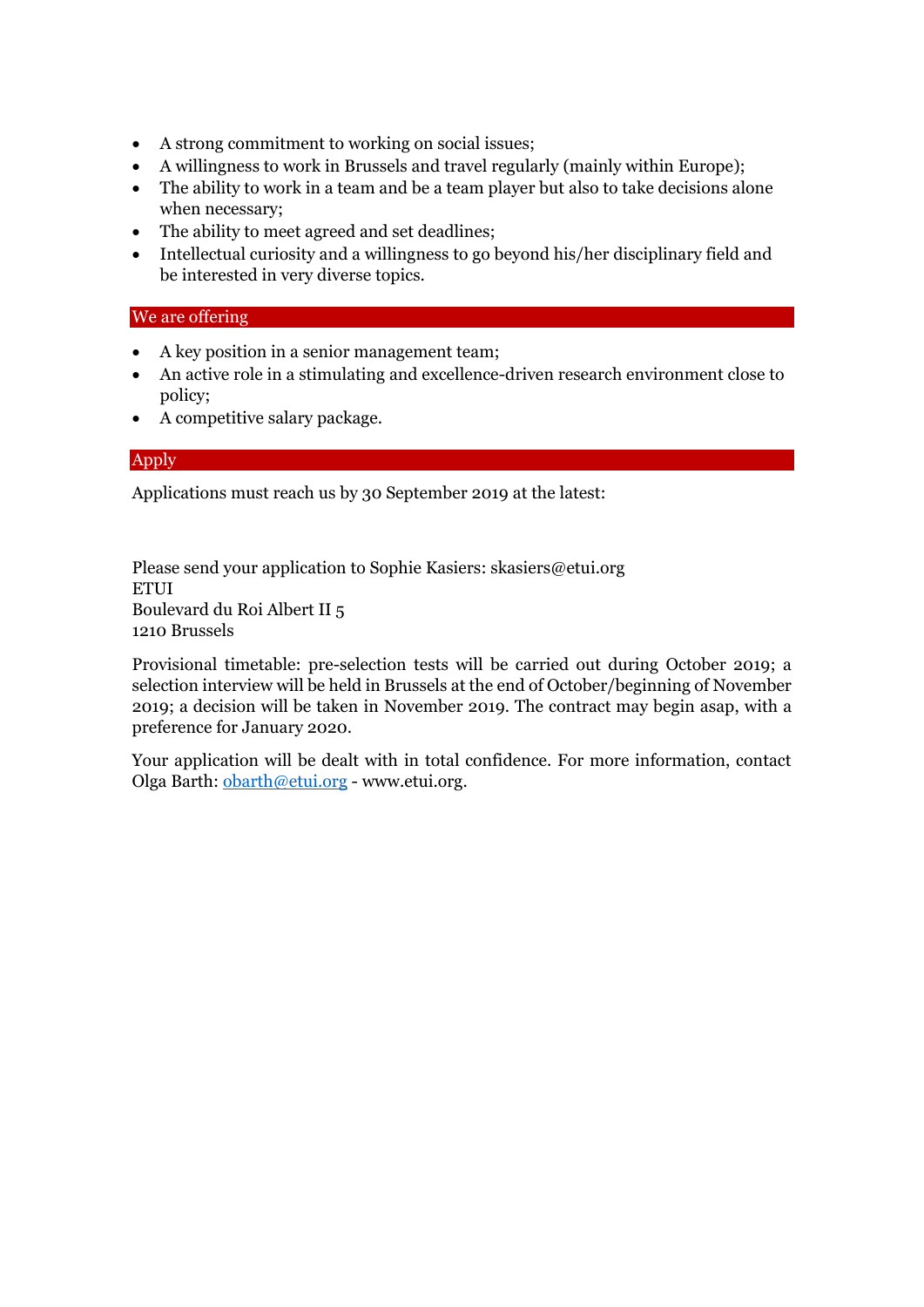- A strong commitment to working on social issues;
- A willingness to work in Brussels and travel regularly (mainly within Europe);
- The ability to work in a team and be a team player but also to take decisions alone when necessary;
- The ability to meet agreed and set deadlines;
- Intellectual curiosity and a willingness to go beyond his/her disciplinary field and be interested in very diverse topics.

## We are offering

- A key position in a senior management team;
- An active role in a stimulating and excellence-driven research environment close to policy;
- A competitive salary package.

## Apply

Applications must reach us by 30 September 2019 at the latest:

Please send your application to Sophie Kasiers: skasiers@etui.org
ETUI
Boulevard du Roi Albert II 5
1210 Brussels

Provisional timetable: pre-selection tests will be carried out during October 2019; a selection interview will be held in Brussels at the end of October/beginning of November 2019; a decision will be taken in November 2019. The contract may begin asap, with a preference for January 2020.

Your application will be dealt with in total confidence. For more information, contact Olga Barth: obarth@etui.org - www.etui.org.